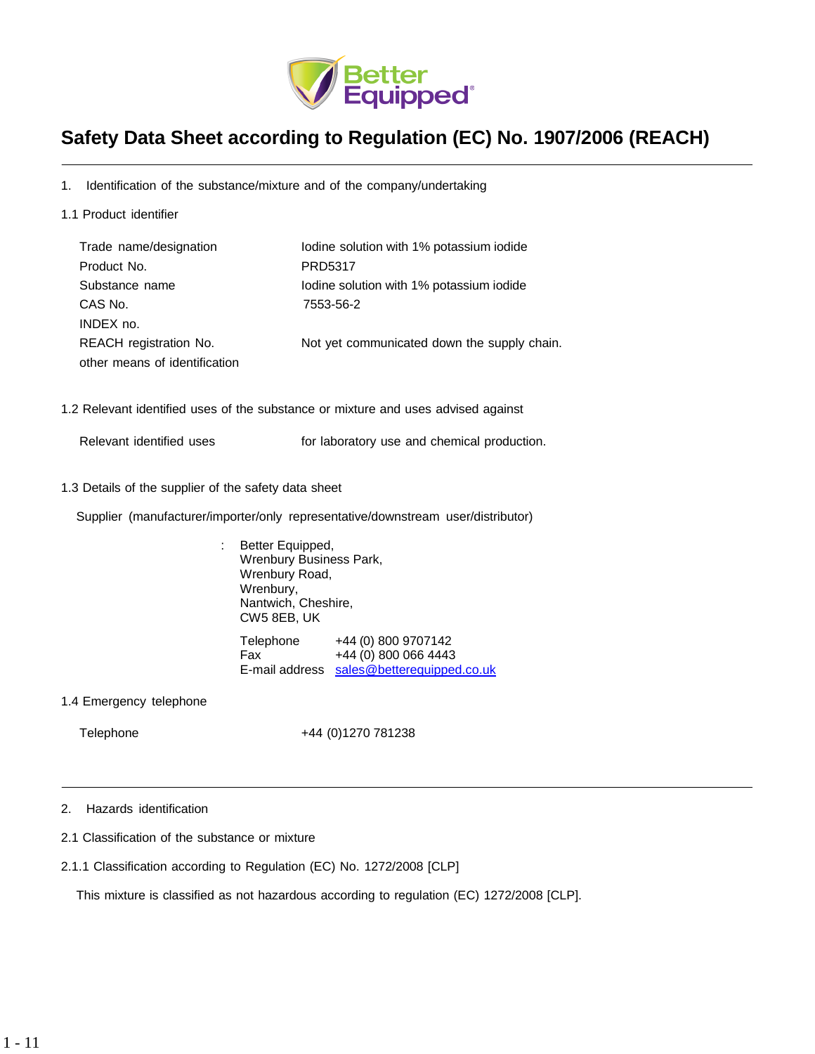Better Equipped®

# Safety Data Sheet according to Regulation (EC) No. 1907/2006 (REACH)

## 1. Identification of the substance/mixture and of the company/undertaking

### 1.1 Product identifier

| | |
|---|---|
| Trade name/designation | Iodine solution with 1% potassium iodide |
| Product No. | PRD5317 |
| Substance name | Iodine solution with 1% potassium iodide |
| CAS No. | 7553-56-2 |
| INDEX no. | |
| REACH registration No. | Not yet communicated down the supply chain. |
| other means of identification | |

### 1.2 Relevant identified uses of the substance or mixture and uses advised against

| | |
|---|---|
| Relevant identified uses | for laboratory use and chemical production. |

### 1.3 Details of the supplier of the safety data sheet

Supplier (manufacturer/importer/only representative/downstream user/distributor)

: Better Equipped,
Wrenbury Business Park,
Wrenbury Road,
Wrenbury,
Nantwich, Cheshire,
CW5 8EB, UK

| | |
|---|---|
| Telephone | +44 (0) 800 9707142 |
| Fax | +44 (0) 800 066 4443 |
| E-mail address | sales@betterequipped.co.uk |

### 1.4 Emergency telephone

| | |
|---|---|
| Telephone | +44 (0)1270 781238 |

## 2. Hazards identification

### 2.1 Classification of the substance or mixture

#### 2.1.1 Classification according to Regulation (EC) No. 1272/2008 [CLP]

This mixture is classified as not hazardous according to regulation (EC) 1272/2008 [CLP].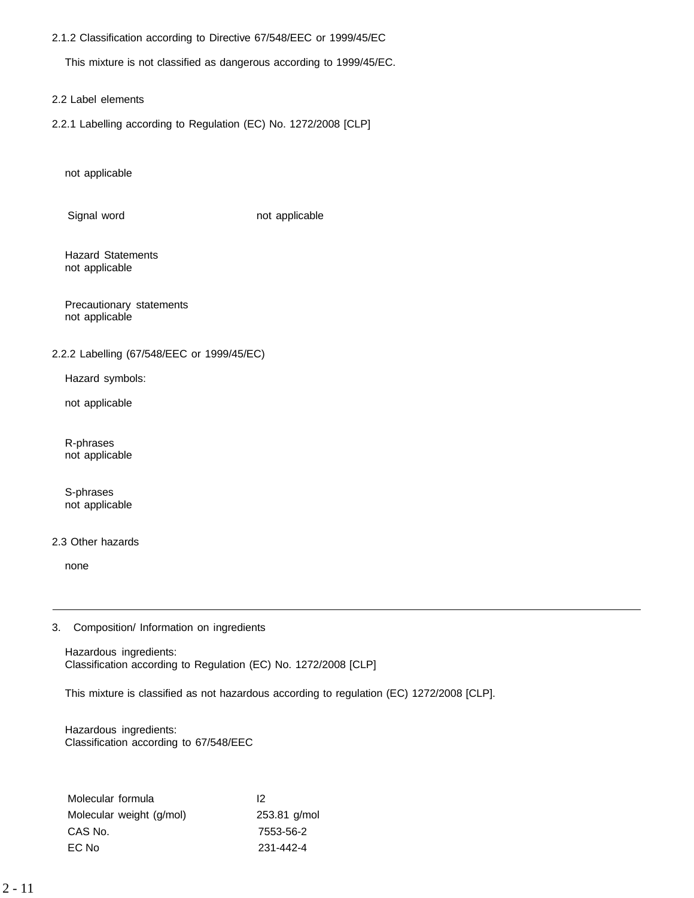2.1.2 Classification according to Directive 67/548/EEC or 1999/45/EC

This mixture is not classified as dangerous according to 1999/45/EC.

2.2 Label elements

2.2.1 Labelling according to Regulation (EC) No. 1272/2008 [CLP]

not applicable

Signal word not applicable

Hazard Statements
not applicable

Precautionary statements
not applicable

2.2.2 Labelling (67/548/EEC or 1999/45/EC)

Hazard symbols:

not applicable

R-phrases
not applicable

S-phrases
not applicable

2.3 Other hazards

none

---

3. Composition/ Information on ingredients

Hazardous ingredients:
Classification according to Regulation (EC) No. 1272/2008 [CLP]

This mixture is classified as not hazardous according to regulation (EC) 1272/2008 [CLP].

Hazardous ingredients:
Classification according to 67/548/EEC

| | |
|---|---|
| Molecular formula | $I_2$ |
| Molecular weight (g/mol) | 253.81 g/mol |
| CAS No. | 7553-56-2 |
| EC No | 231-442-4 |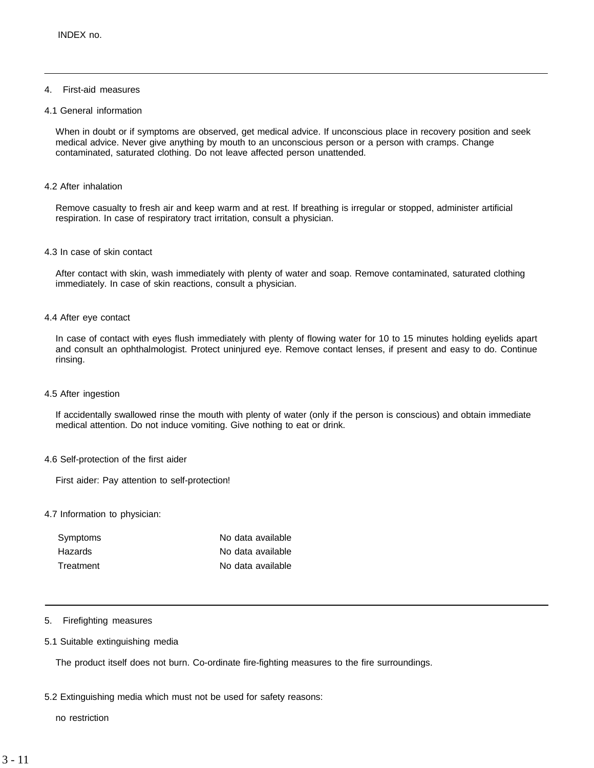INDEX no.

## 4. First-aid measures

### 4.1 General information

When in doubt or if symptoms are observed, get medical advice. If unconscious place in recovery position and seek medical advice. Never give anything by mouth to an unconscious person or a person with cramps. Change contaminated, saturated clothing. Do not leave affected person unattended.

### 4.2 After inhalation

Remove casualty to fresh air and keep warm and at rest. If breathing is irregular or stopped, administer artificial respiration. In case of respiratory tract irritation, consult a physician.

### 4.3 In case of skin contact

After contact with skin, wash immediately with plenty of water and soap. Remove contaminated, saturated clothing immediately. In case of skin reactions, consult a physician.

### 4.4 After eye contact

In case of contact with eyes flush immediately with plenty of flowing water for 10 to 15 minutes holding eyelids apart and consult an ophthalmologist. Protect uninjured eye. Remove contact lenses, if present and easy to do. Continue rinsing.

### 4.5 After ingestion

If accidentally swallowed rinse the mouth with plenty of water (only if the person is conscious) and obtain immediate medical attention. Do not induce vomiting. Give nothing to eat or drink.

### 4.6 Self-protection of the first aider

First aider: Pay attention to self-protection!

### 4.7 Information to physician:

| | |
|---|---|
| Symptoms | No data available |
| Hazards | No data available |
| Treatment | No data available |

## 5. Firefighting measures

### 5.1 Suitable extinguishing media

The product itself does not burn. Co-ordinate fire-fighting measures to the fire surroundings.

### 5.2 Extinguishing media which must not be used for safety reasons:

no restriction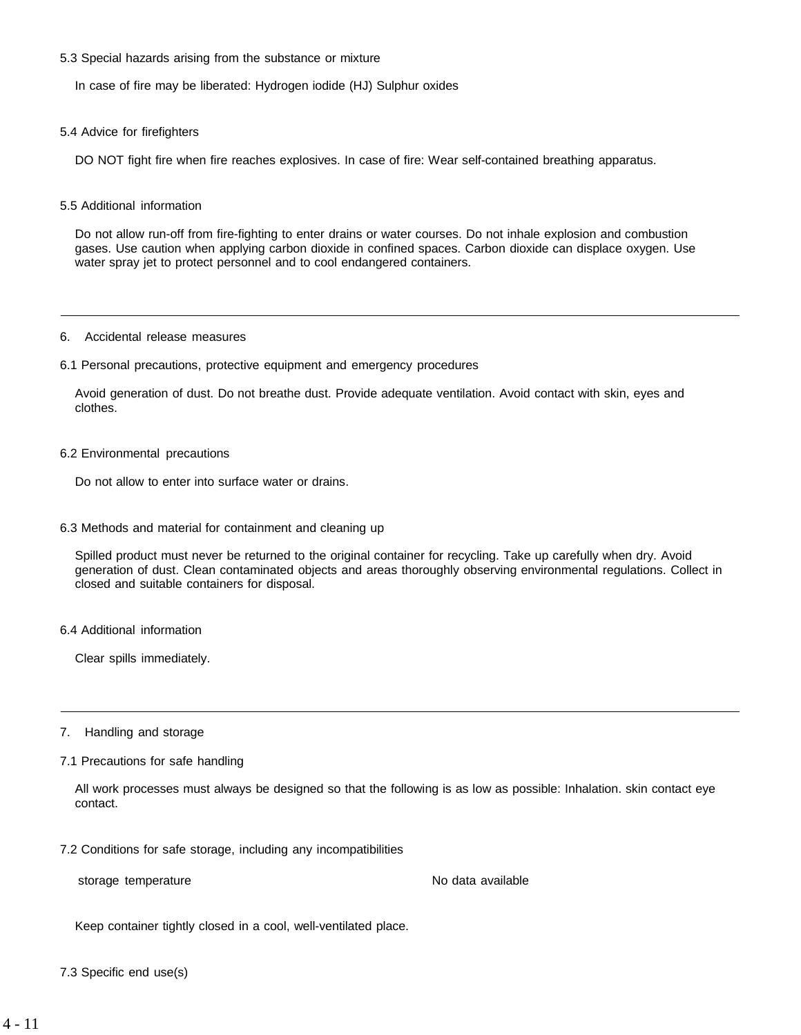### 5.3 Special hazards arising from the substance or mixture

In case of fire may be liberated: Hydrogen iodide (HJ) Sulphur oxides

### 5.4 Advice for firefighters

DO NOT fight fire when fire reaches explosives. In case of fire: Wear self-contained breathing apparatus.

### 5.5 Additional information

Do not allow run-off from fire-fighting to enter drains or water courses. Do not inhale explosion and combustion gases. Use caution when applying carbon dioxide in confined spaces. Carbon dioxide can displace oxygen. Use water spray jet to protect personnel and to cool endangered containers.

---

## 6. Accidental release measures

### 6.1 Personal precautions, protective equipment and emergency procedures

Avoid generation of dust. Do not breathe dust. Provide adequate ventilation. Avoid contact with skin, eyes and clothes.

### 6.2 Environmental precautions

Do not allow to enter into surface water or drains.

### 6.3 Methods and material for containment and cleaning up

Spilled product must never be returned to the original container for recycling. Take up carefully when dry. Avoid generation of dust. Clean contaminated objects and areas thoroughly observing environmental regulations. Collect in closed and suitable containers for disposal.

### 6.4 Additional information

Clear spills immediately.

---

## 7. Handling and storage

### 7.1 Precautions for safe handling

All work processes must always be designed so that the following is as low as possible: Inhalation. skin contact eye contact.

### 7.2 Conditions for safe storage, including any incompatibilities

| | |
|---|---|
| storage temperature | No data available |

Keep container tightly closed in a cool, well-ventilated place.

### 7.3 Specific end use(s)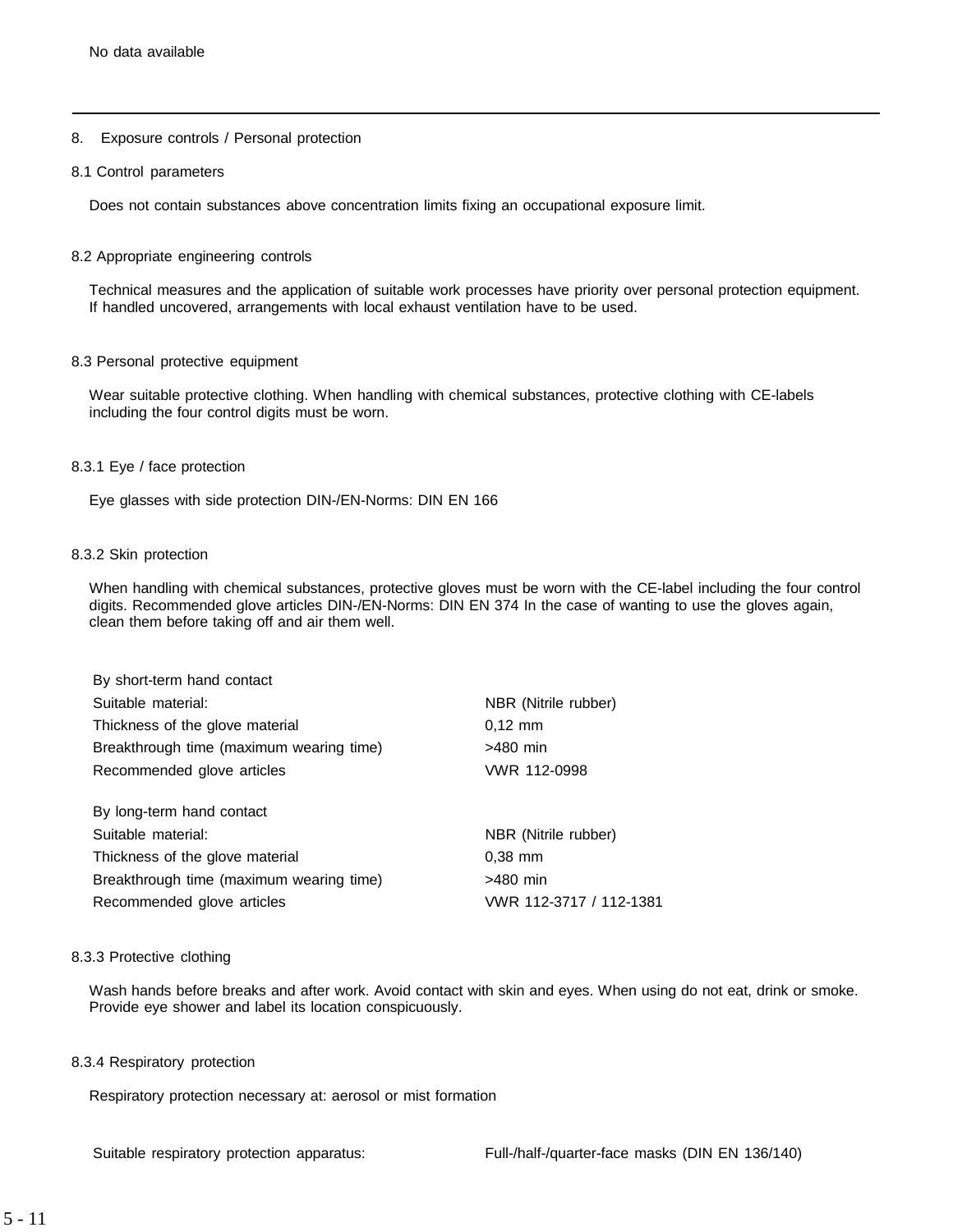No data available

---

## 8. Exposure controls / Personal protection

### 8.1 Control parameters

Does not contain substances above concentration limits fixing an occupational exposure limit.

### 8.2 Appropriate engineering controls

Technical measures and the application of suitable work processes have priority over personal protection equipment. If handled uncovered, arrangements with local exhaust ventilation have to be used.

### 8.3 Personal protective equipment

Wear suitable protective clothing. When handling with chemical substances, protective clothing with CE-labels including the four control digits must be worn.

#### 8.3.1 Eye / face protection

Eye glasses with side protection DIN-/EN-Norms: DIN EN 166

#### 8.3.2 Skin protection

When handling with chemical substances, protective gloves must be worn with the CE-label including the four control digits. Recommended glove articles DIN-/EN-Norms: DIN EN 374 In the case of wanting to use the gloves again, clean them before taking off and air them well.

| | |
|---|---|
| By short-term hand contact | |
| Suitable material: | NBR (Nitrile rubber) |
| Thickness of the glove material | 0,12 mm |
| Breakthrough time (maximum wearing time) | >480 min |
| Recommended glove articles | VWR 112-0998 |
| By long-term hand contact | |
| Suitable material: | NBR (Nitrile rubber) |
| Thickness of the glove material | 0,38 mm |
| Breakthrough time (maximum wearing time) | >480 min |
| Recommended glove articles | VWR 112-3717 / 112-1381 |

#### 8.3.3 Protective clothing

Wash hands before breaks and after work. Avoid contact with skin and eyes. When using do not eat, drink or smoke. Provide eye shower and label its location conspicuously.

#### 8.3.4 Respiratory protection

Respiratory protection necessary at: aerosol or mist formation

| | |
|---|---|
| Suitable respiratory protection apparatus: | Full-/half-/quarter-face masks (DIN EN 136/140) |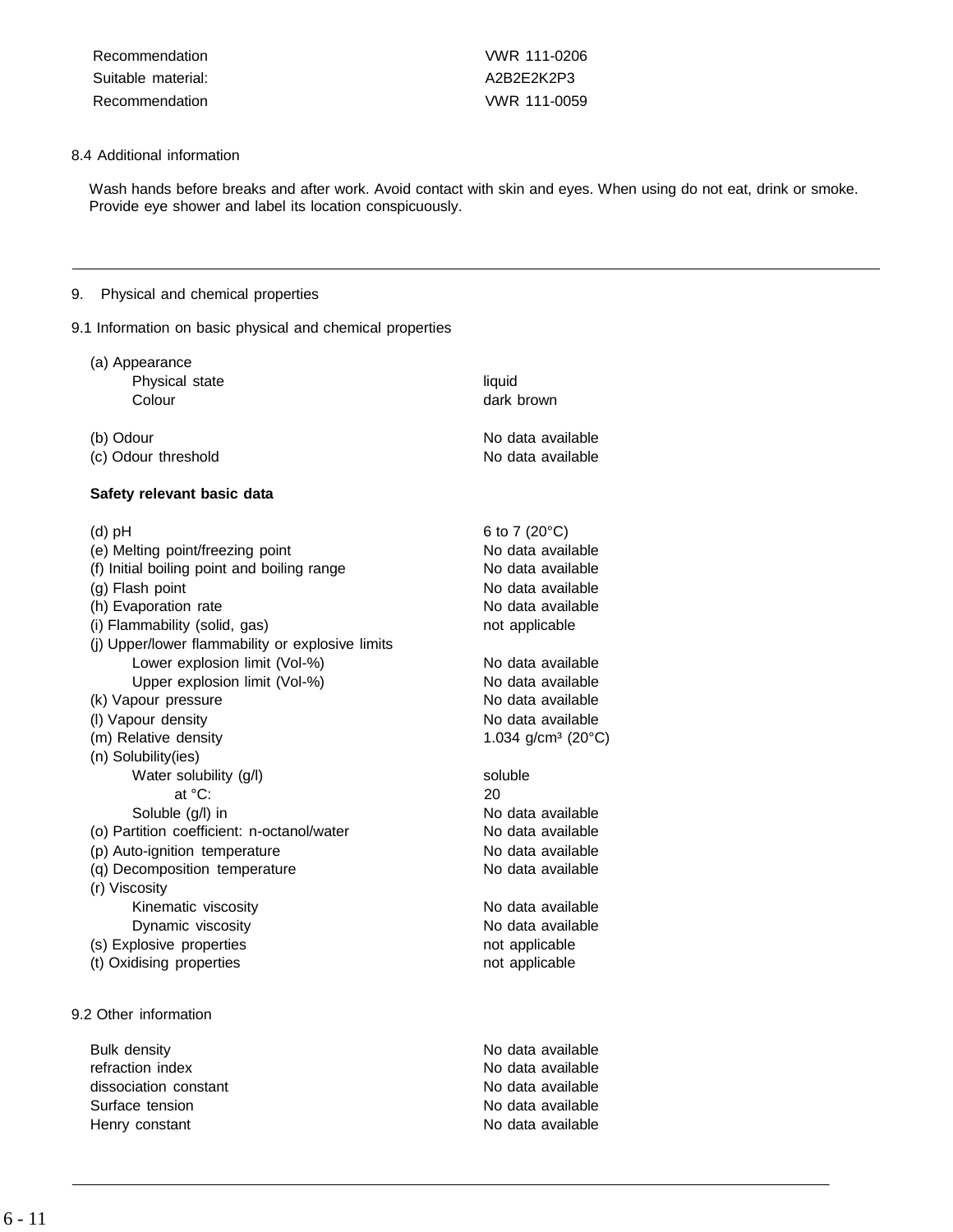| | |
|---|---|
| Recommendation | VWR 111-0206 |
| Suitable material: | A2B2E2K2P3 |
| Recommendation | VWR 111-0059 |

### 8.4 Additional information

Wash hands before breaks and after work. Avoid contact with skin and eyes. When using do not eat, drink or smoke. Provide eye shower and label its location conspicuously.

---

## 9. Physical and chemical properties

### 9.1 Information on basic physical and chemical properties

| | |
|---|---|
| (a) Appearance | |
| Physical state | liquid |
| Colour | dark brown |
| (b) Odour | No data available |
| (c) Odour threshold | No data available |

**Safety relevant basic data**

| | |
|---|---|
| (d) pH | 6 to 7 (20°C) |
| (e) Melting point/freezing point | No data available |
| (f) Initial boiling point and boiling range | No data available |
| (g) Flash point | No data available |
| (h) Evaporation rate | No data available |
| (i) Flammability (solid, gas) | not applicable |
| (j) Upper/lower flammability or explosive limits | |
| Lower explosion limit (Vol-%) | No data available |
| Upper explosion limit (Vol-%) | No data available |
| (k) Vapour pressure | No data available |
| (l) Vapour density | No data available |
| (m) Relative density | 1.034 g/cm³ (20°C) |
| (n) Solubility(ies) | |
| Water solubility (g/l) | soluble |
| at °C: | 20 |
| Soluble (g/l) in | No data available |
| (o) Partition coefficient: n-octanol/water | No data available |
| (p) Auto-ignition temperature | No data available |
| (q) Decomposition temperature | No data available |
| (r) Viscosity | |
| Kinematic viscosity | No data available |
| Dynamic viscosity | No data available |
| (s) Explosive properties | not applicable |
| (t) Oxidising properties | not applicable |

### 9.2 Other information

| | |
|---|---|
| Bulk density | No data available |
| refraction index | No data available |
| dissociation constant | No data available |
| Surface tension | No data available |
| Henry constant | No data available |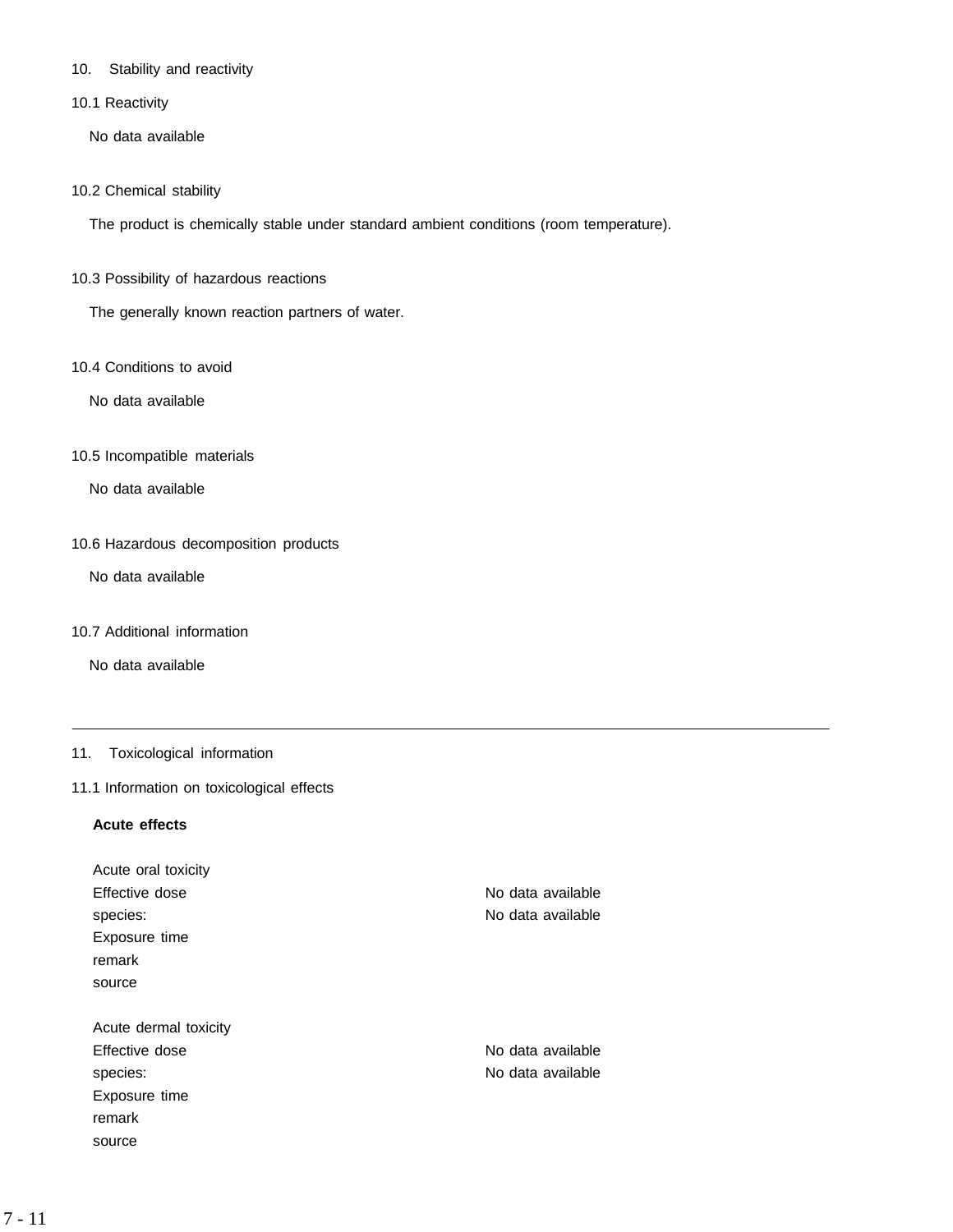## 10. Stability and reactivity

### 10.1 Reactivity

No data available

### 10.2 Chemical stability

The product is chemically stable under standard ambient conditions (room temperature).

### 10.3 Possibility of hazardous reactions

The generally known reaction partners of water.

### 10.4 Conditions to avoid

No data available

### 10.5 Incompatible materials

No data available

### 10.6 Hazardous decomposition products

No data available

### 10.7 Additional information

No data available

---

## 11. Toxicological information

### 11.1 Information on toxicological effects

**Acute effects**

Acute oral toxicity

| | |
|---|---|
| Effective dose | No data available |
| species: | No data available |
| Exposure time | |
| remark | |
| source | |

Acute dermal toxicity

| | |
|---|---|
| Effective dose | No data available |
| species: | No data available |
| Exposure time | |
| remark | |
| source | |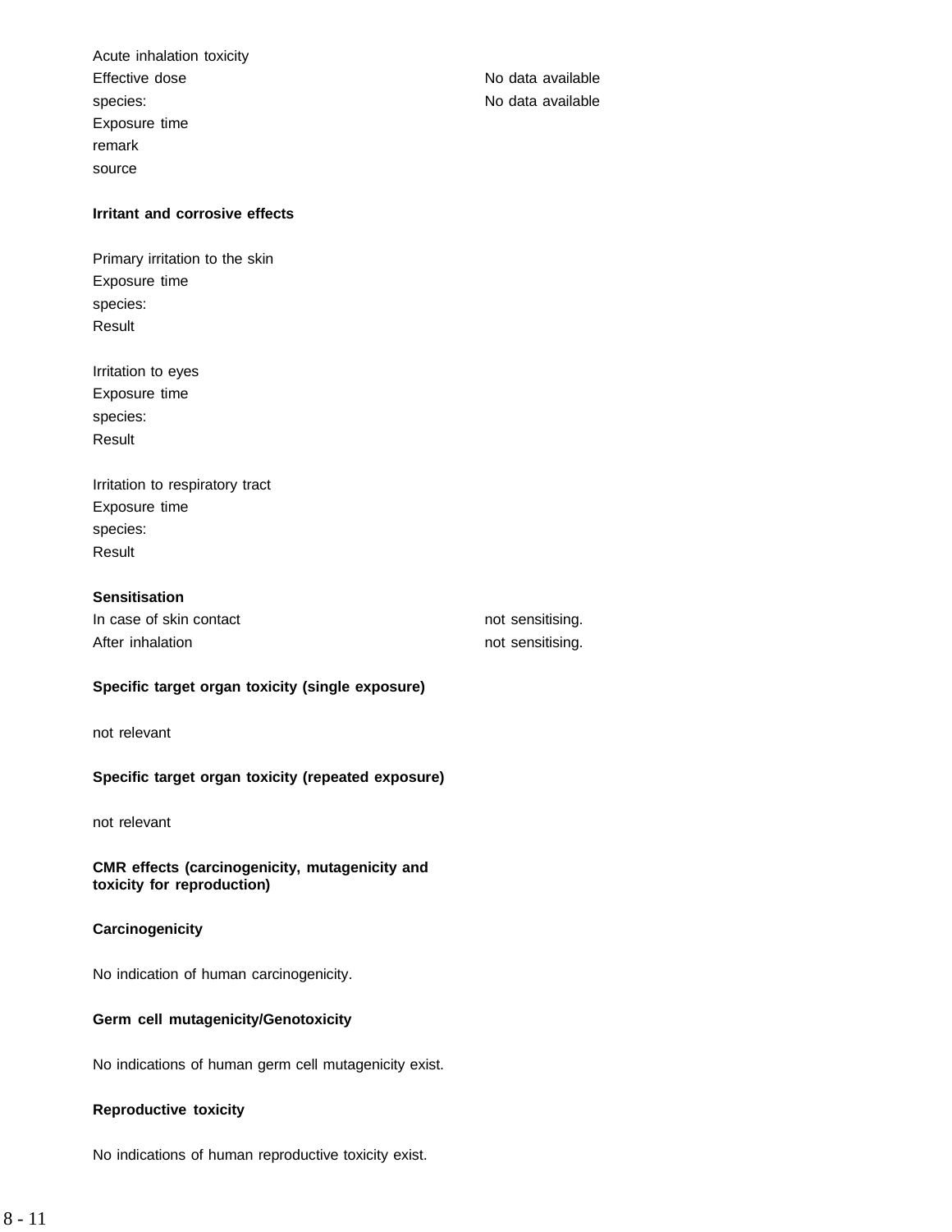Acute inhalation toxicity

| | |
|---|---|
| Effective dose | No data available |
| species: | No data available |
| Exposure time | |
| remark | |
| source | |

**Irritant and corrosive effects**

Primary irritation to the skin
Exposure time
species:
Result

Irritation to eyes
Exposure time
species:
Result

Irritation to respiratory tract
Exposure time
species:
Result

**Sensitisation**

| | |
|---|---|
| In case of skin contact | not sensitising. |
| After inhalation | not sensitising. |

**Specific target organ toxicity (single exposure)**

not relevant

**Specific target organ toxicity (repeated exposure)**

not relevant

**CMR effects (carcinogenicity, mutagenicity and toxicity for reproduction)**

**Carcinogenicity**

No indication of human carcinogenicity.

**Germ cell mutagenicity/Genotoxicity**

No indications of human germ cell mutagenicity exist.

**Reproductive toxicity**

No indications of human reproductive toxicity exist.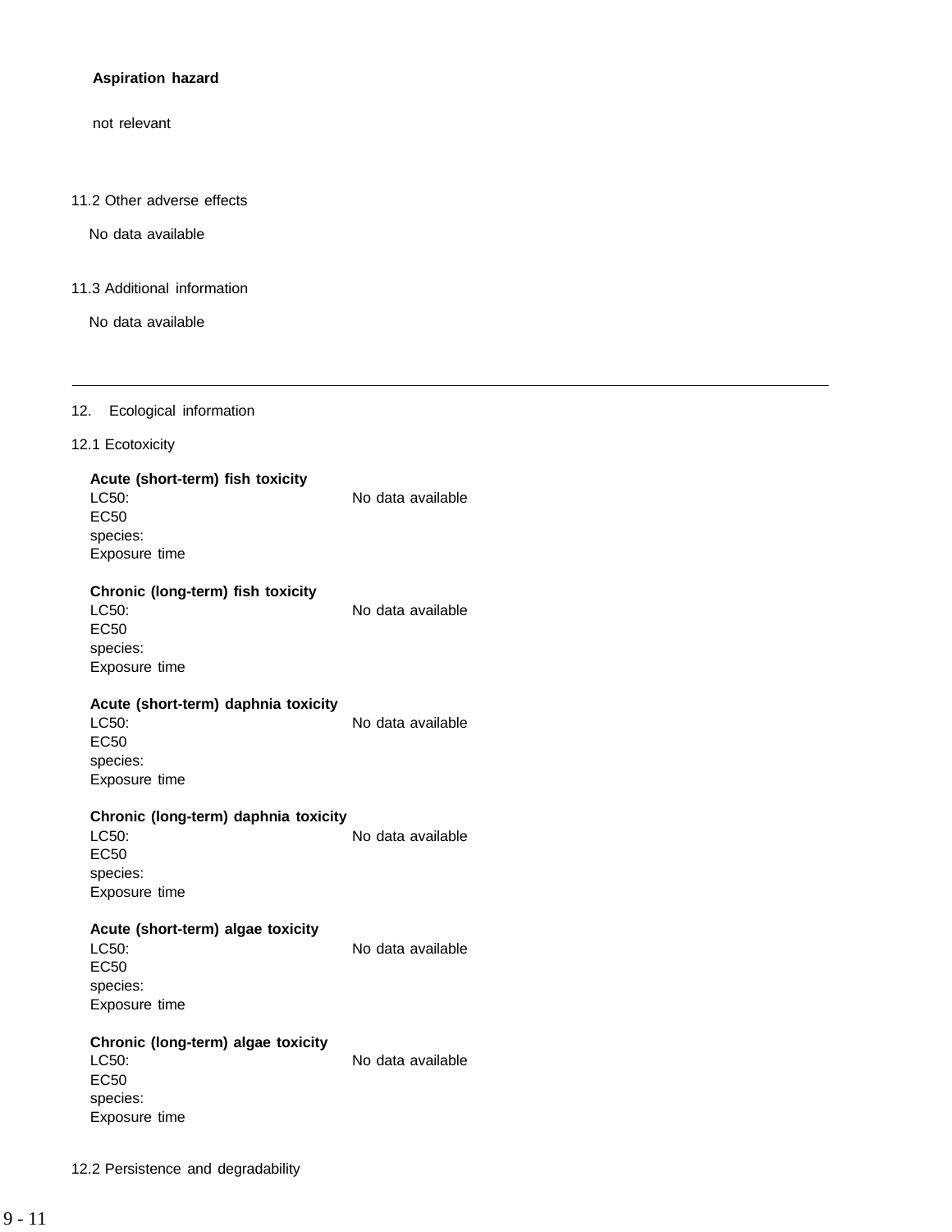**Aspiration hazard**

not relevant

11.2 Other adverse effects

No data available

11.3 Additional information

No data available

---

## 12. Ecological information

### 12.1 Ecotoxicity

**Acute (short-term) fish toxicity**

| | |
|---|---|
| LC50: | No data available |
| EC50 | |
| species: | |
| Exposure time | |

**Chronic (long-term) fish toxicity**

| | |
|---|---|
| LC50: | No data available |
| EC50 | |
| species: | |
| Exposure time | |

**Acute (short-term) daphnia toxicity**

| | |
|---|---|
| LC50: | No data available |
| EC50 | |
| species: | |
| Exposure time | |

**Chronic (long-term) daphnia toxicity**

| | |
|---|---|
| LC50: | No data available |
| EC50 | |
| species: | |
| Exposure time | |

**Acute (short-term) algae toxicity**

| | |
|---|---|
| LC50: | No data available |
| EC50 | |
| species: | |
| Exposure time | |

**Chronic (long-term) algae toxicity**

| | |
|---|---|
| LC50: | No data available |
| EC50 | |
| species: | |
| Exposure time | |

### 12.2 Persistence and degradability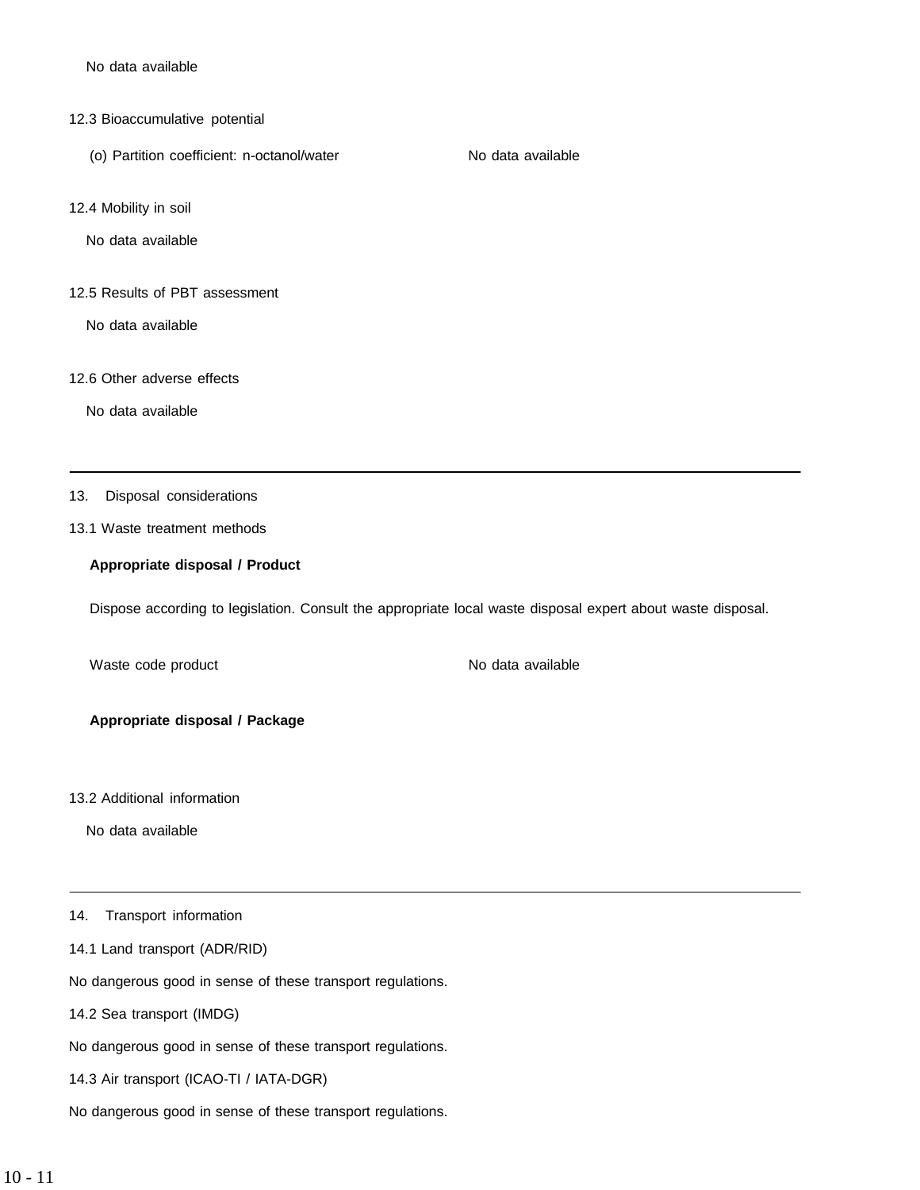No data available

12.3 Bioaccumulative potential

(o) Partition coefficient: n-octanol/water No data available

12.4 Mobility in soil

No data available

12.5 Results of PBT assessment

No data available

12.6 Other adverse effects

No data available

---

## 13. Disposal considerations

13.1 Waste treatment methods

**Appropriate disposal / Product**

Dispose according to legislation. Consult the appropriate local waste disposal expert about waste disposal.

Waste code product No data available

**Appropriate disposal / Package**

13.2 Additional information

No data available

---

## 14. Transport information

14.1 Land transport (ADR/RID)

No dangerous good in sense of these transport regulations.

14.2 Sea transport (IMDG)

No dangerous good in sense of these transport regulations.

14.3 Air transport (ICAO-TI / IATA-DGR)

No dangerous good in sense of these transport regulations.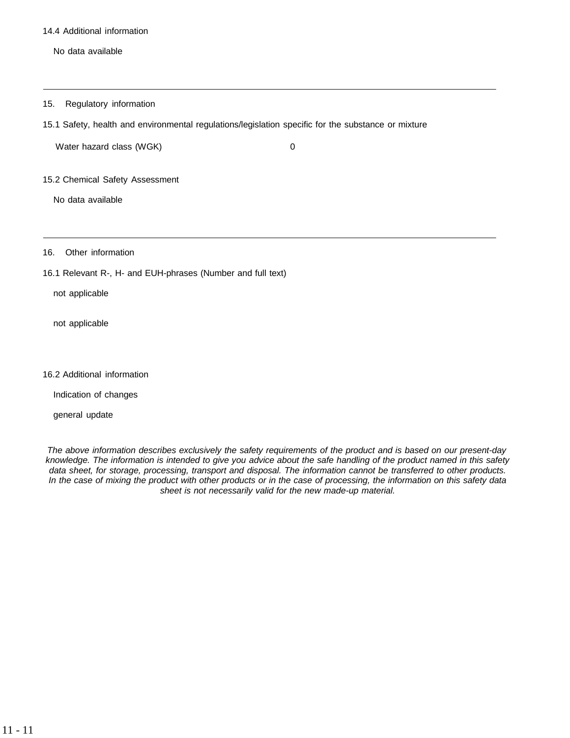### 14.4 Additional information

No data available

---

## 15. Regulatory information

### 15.1 Safety, health and environmental regulations/legislation specific for the substance or mixture

| | |
|---|---|
| Water hazard class (WGK) | 0 |

### 15.2 Chemical Safety Assessment

No data available

---

## 16. Other information

### 16.1 Relevant R-, H- and EUH-phrases (Number and full text)

not applicable

not applicable

### 16.2 Additional information

Indication of changes

general update

*The above information describes exclusively the safety requirements of the product and is based on our present-day knowledge. The information is intended to give you advice about the safe handling of the product named in this safety data sheet, for storage, processing, transport and disposal. The information cannot be transferred to other products. In the case of mixing the product with other products or in the case of processing, the information on this safety data sheet is not necessarily valid for the new made-up material.*